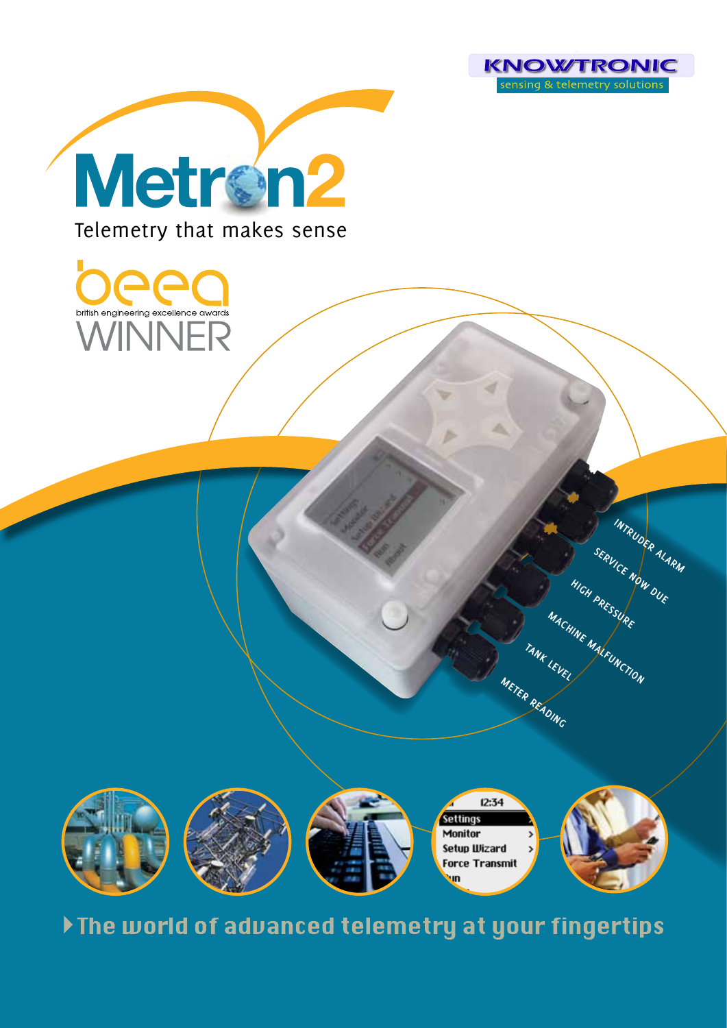KNOWTRONIC

sensing & telemetry solutions

# Metron2

Telemetry that makes sense

beea

british engineering excellence awards

WINNER

INTRUDER ALARM

SERVICE NOW DUE

HIGH PRESSURE

MACHINE MALFUNCTION

TANK LEVEL

METER READING

## The world of advanced telemetry at your fingertips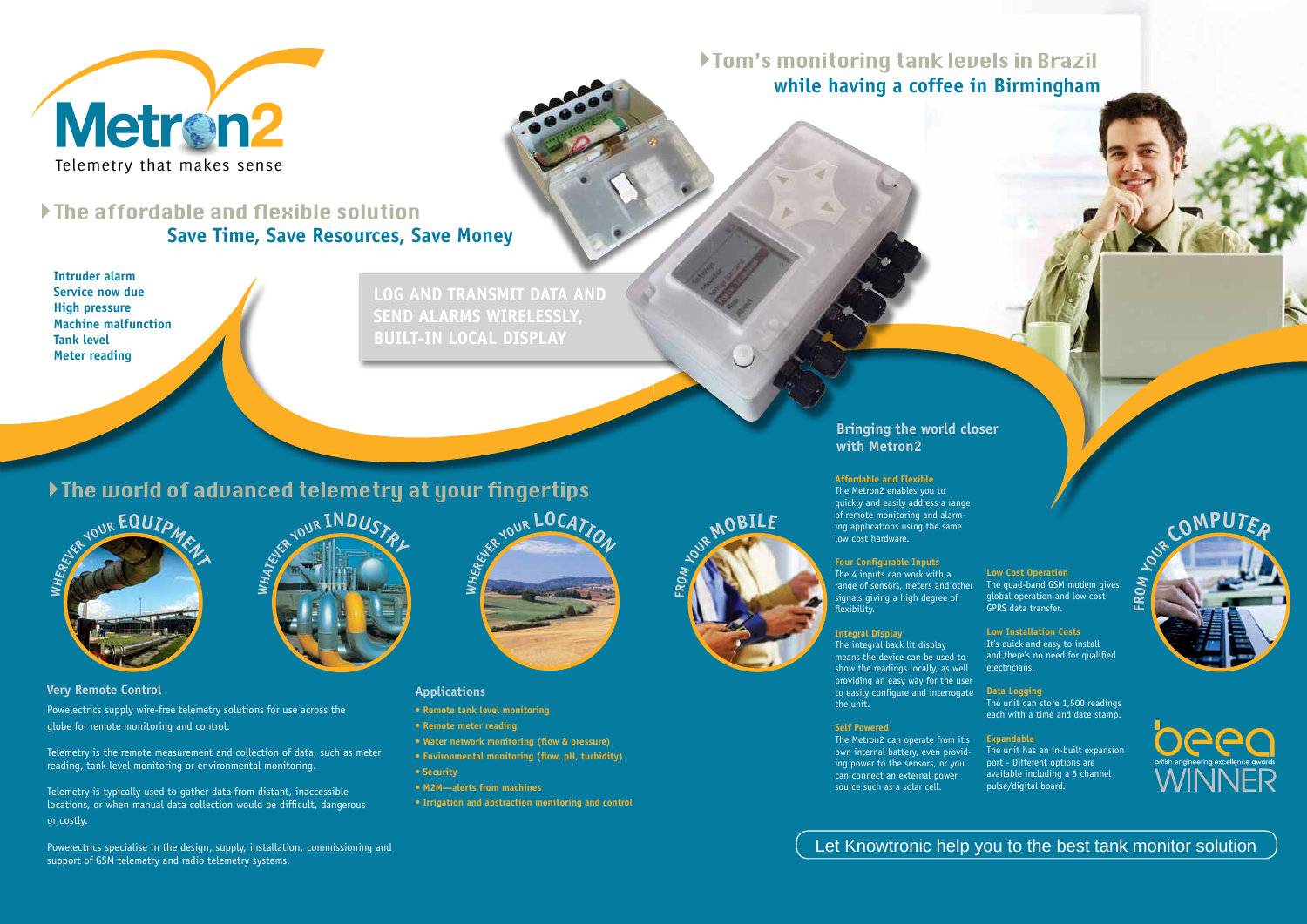# Metron2

Telemetry that makes sense

## The affordable and flexible solution

**Save Time, Save Resources, Save Money**

**Intruder alarm**
**Service now due**
**High pressure**
**Machine malfunction**
**Tank level**
**Meter reading**

**LOG AND TRANSMIT DATA AND SEND ALARMS WIRELESSLY, BUILT-IN LOCAL DISPLAY**

## Tom's monitoring tank levels in Brazil while having a coffee in Birmingham

## The world of advanced telemetry at your fingertips

WHEREVER YOUR EQUIPMENT

WHATEVER YOUR INDUSTRY

WHEREVER YOUR LOCATION

FROM YOUR MOBILE

FROM YOUR COMPUTER

### Very Remote Control

Powelectrics supply wire-free telemetry solutions for use across the globe for remote monitoring and control.

Telemetry is the remote measurement and collection of data, such as meter reading, tank level monitoring or environmental monitoring.

Telemetry is typically used to gather data from distant, inaccessible locations, or when manual data collection would be difficult, dangerous or costly.

Powelectrics specialise in the design, supply, installation, commissioning and support of GSM telemetry and radio telemetry systems.

### Applications

- Remote tank level monitoring
- Remote meter reading
- Water network monitoring (flow & pressure)
- Environmental monitoring (flow, pH, turbidity)
- Security
- M2M—alerts from machines
- Irrigation and abstraction monitoring and control

### Bringing the world closer with Metron2

**Affordable and Flexible**
The Metron2 enables you to quickly and easily address a range of remote monitoring and alarming applications using the same low cost hardware.

**Four Configurable Inputs**
The 4 inputs can work with a range of sensors, meters and other signals giving a high degree of flexibility.

**Integral Display**
The integral back lit display means the device can be used to show the readings locally, as well providing an easy way for the user to easily configure and interrogate the unit.

**Self Powered**
The Metron2 can operate from it's own internal battery, even providing power to the sensors, or you can connect an external power source such as a solar cell.

**Low Cost Operation**
The quad-band GSM modem gives global operation and low cost GPRS data transfer.

**Low Installation Costs**
It's quick and easy to install and there's no need for qualified electricians.

**Data Logging**
The unit can store 1,500 readings each with a time and date stamp.

**Expandable**
The unit has an in-built expansion port - Different options are available including a 5 channel pulse/digital board.

beea british engineering excellence awards WINNER

Let Knowtronic help you to the best tank monitor solution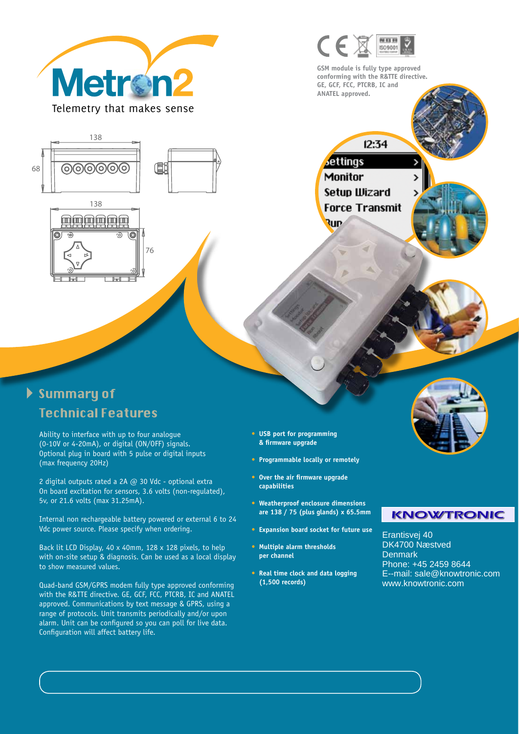# Metron2

Telemetry that makes sense

GSM module is fully type approved conforming with the R&TTE directive. GE, GCF, FCC, PTCRB, IC and ANATEL approved.

138

68

138

76

12:34

Settings

Monitor

Setup Wizard

Force Transmit

Run

## Summary of Technical Features

Ability to interface with up to four analogue (0-10V or 4-20mA), or digital (ON/OFF) signals. Optional plug in board with 5 pulse or digital inputs (max frequency 20Hz)

2 digital outputs rated a 2A @ 30 Vdc - optional extra On board excitation for sensors, 3.6 volts (non-regulated), 5v, or 21.6 volts (max 31.25mA).

Internal non rechargeable battery powered or external 6 to 24 Vdc power source. Please specify when ordering.

Back lit LCD Display, 40 x 40mm, 128 x 128 pixels, to help with on-site setup & diagnosis. Can be used as a local display to show measured values.

Quad-band GSM/GPRS modem fully type approved conforming with the R&TTE directive. GE, GCF, FCC, PTCRB, IC and ANATEL approved. Communications by text message & GPRS, using a range of protocols. Unit transmits periodically and/or upon alarm. Unit can be configured so you can poll for live data. Configuration will affect battery life.

- **USB port for programming & firmware upgrade**
- **Programmable locally or remotely**
- **Over the air firmware upgrade capabilities**
- **Weatherproof enclosure dimensions are 138 / 75 (plus glands) x 65.5mm**
- **Expansion board socket for future use**
- **Multiple alarm thresholds per channel**
- **Real time clock and data logging (1,500 records)**

**KNOWTRONIC**

Erantisvej 40
DK4700 Næstved
Denmark
Phone: +45 2459 8644
E--mail: sale@knowtronic.com
www.knowtronic.com